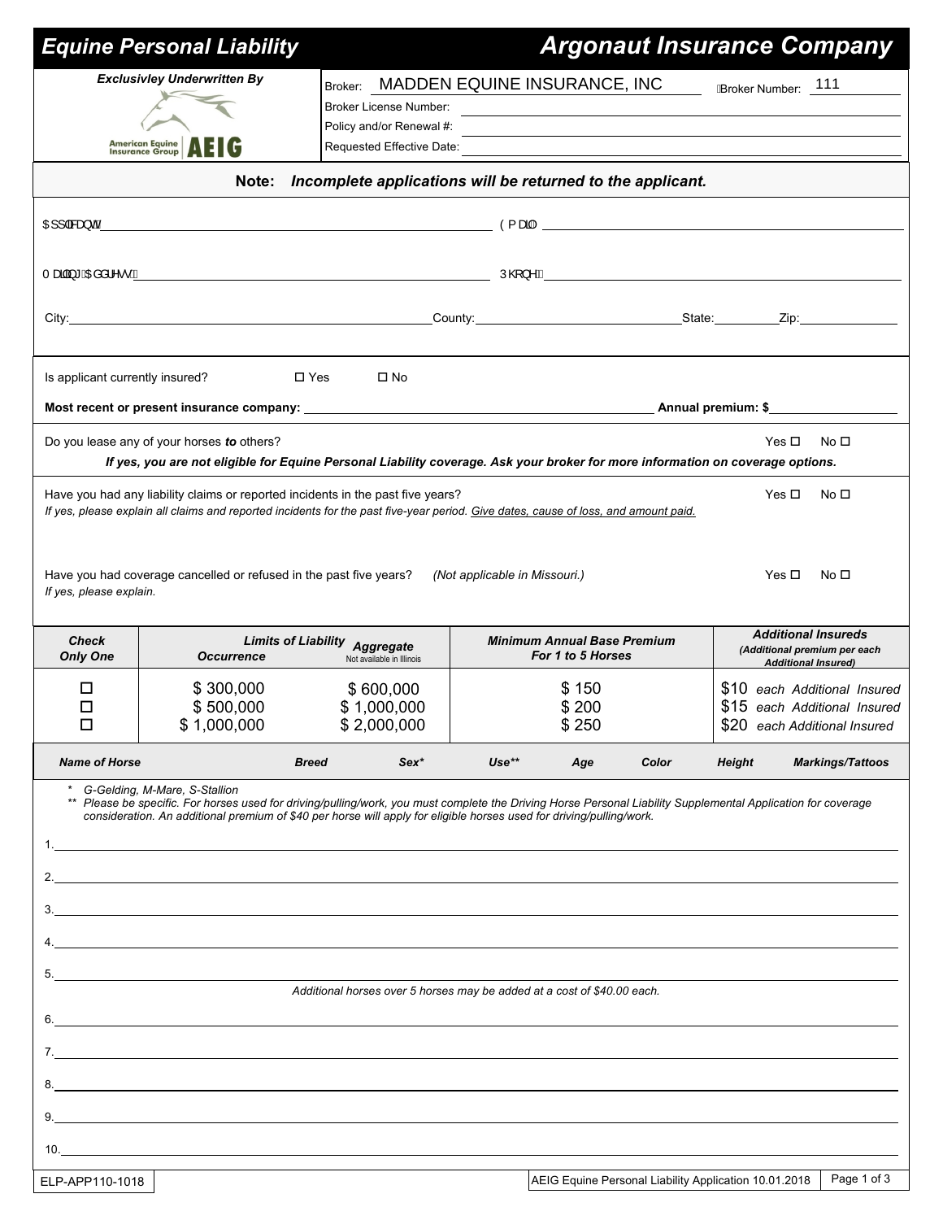# Equine Personal Liability

# Argonaut Insurance Company

***Exclusivley Underwritten By***

American Equine Insurance Group | AEIG

Broker: MADDEN EQUINE INSURANCE, INC    Broker Number: 111

Broker License Number: ______

Policy and/or Renewal #: ______

Requested Effective Date: ______

**Note:** ***Incomplete applications will be returned to the applicant.***

Applicant: ______ Email: ______

Mailing Address: ______ Phone: ______

City: ______ County: ______ State: ______ Zip: ______

Is applicant currently insured? ☐ Yes ☐ No

**Most recent or present insurance company:** ______ **Annual premium: $** ______

Do you lease any of your horses ***to*** others? Yes ☐ No ☐

***If yes, you are not eligible for Equine Personal Liability coverage. Ask your broker for more information on coverage options.***

Have you had any liability claims or reported incidents in the past five years? Yes ☐ No ☐

*If yes, please explain all claims and reported incidents for the past five-year period. Give dates, cause of loss, and amount paid.*

Have you had coverage cancelled or refused in the past five years? *(Not applicable in Missouri.)* Yes ☐ No ☐

*If yes, please explain.*

| *Check Only One* | *Limits of Liability* Occurrence | Aggregate (Not available in Illinois) | *Minimum Annual Base Premium For 1 to 5 Horses* | *Additional Insureds (Additional premium per each Additional Insured)* |
|---|---|---|---|---|
| ☐ | $ 300,000 | $ 600,000 | $ 150 | $10 *each Additional Insured* |
| ☐ | $ 500,000 | $ 1,000,000 | $ 200 | $15 *each Additional Insured* |
| ☐ | $ 1,000,000 | $ 2,000,000 | $ 250 | $20 *each Additional Insured* |

| *Name of Horse* | *Breed* | *Sex** | *Use*** | *Age* | *Color* | *Height* | *Markings/Tattoos* |
|---|---|---|---|---|---|---|---|

\* *G-Gelding, M-Mare, S-Stallion*

\*\* *Please be specific. For horses used for driving/pulling/work, you must complete the Driving Horse Personal Liability Supplemental Application for coverage consideration. An additional premium of $40 per horse will apply for eligible horses used for driving/pulling/work.*

1. ______
2. ______
3. ______
4. ______
5. ______

*Additional horses over 5 horses may be added at a cost of $40.00 each.*

6. ______
7. ______
8. ______
9. ______
10. ______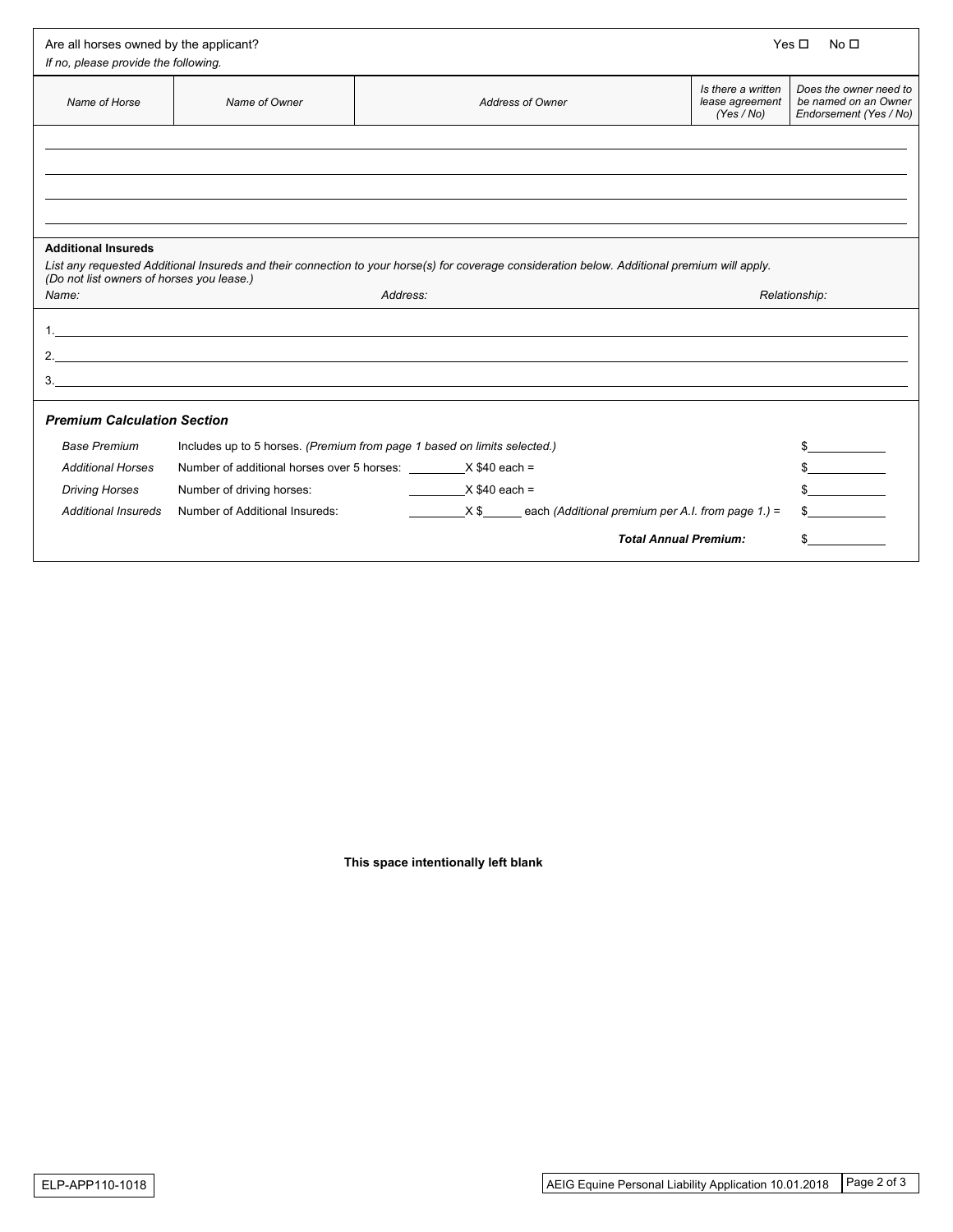Are all horses owned by the applicant? Yes ☐ No ☐

*If no, please provide the following.*

| *Name of Horse* | *Name of Owner* | *Address of Owner* | *Is there a written lease agreement (Yes / No)* | *Does the owner need to be named on an Owner Endorsement (Yes / No)* |
|---|---|---|---|---|
| | | | | |
| | | | | |
| | | | | |
| | | | | |

**Additional Insureds**

*List any requested Additional Insureds and their connection to your horse(s) for coverage consideration below. Additional premium will apply. (Do not list owners of horses you lease.)*

| *Name:* | *Address:* | *Relationship:* |
|---|---|---|
| 1. | | |
| 2. | | |
| 3. | | |

***Premium Calculation Section***

| | | |
|---|---|---|
| *Base Premium* | Includes up to 5 horses. *(Premium from page 1 based on limits selected.)* | $________ |
| *Additional Horses* | Number of additional horses over 5 horses: ________X $40 each = | $________ |
| *Driving Horses* | Number of driving horses: ________X $40 each = | $________ |
| *Additional Insureds* | Number of Additional Insureds: ________X $______ each *(Additional premium per A.I. from page 1.)* = | $________ |
| | ***Total Annual Premium:*** | $________ |

**This space intentionally left blank**

ELP-APP110-1018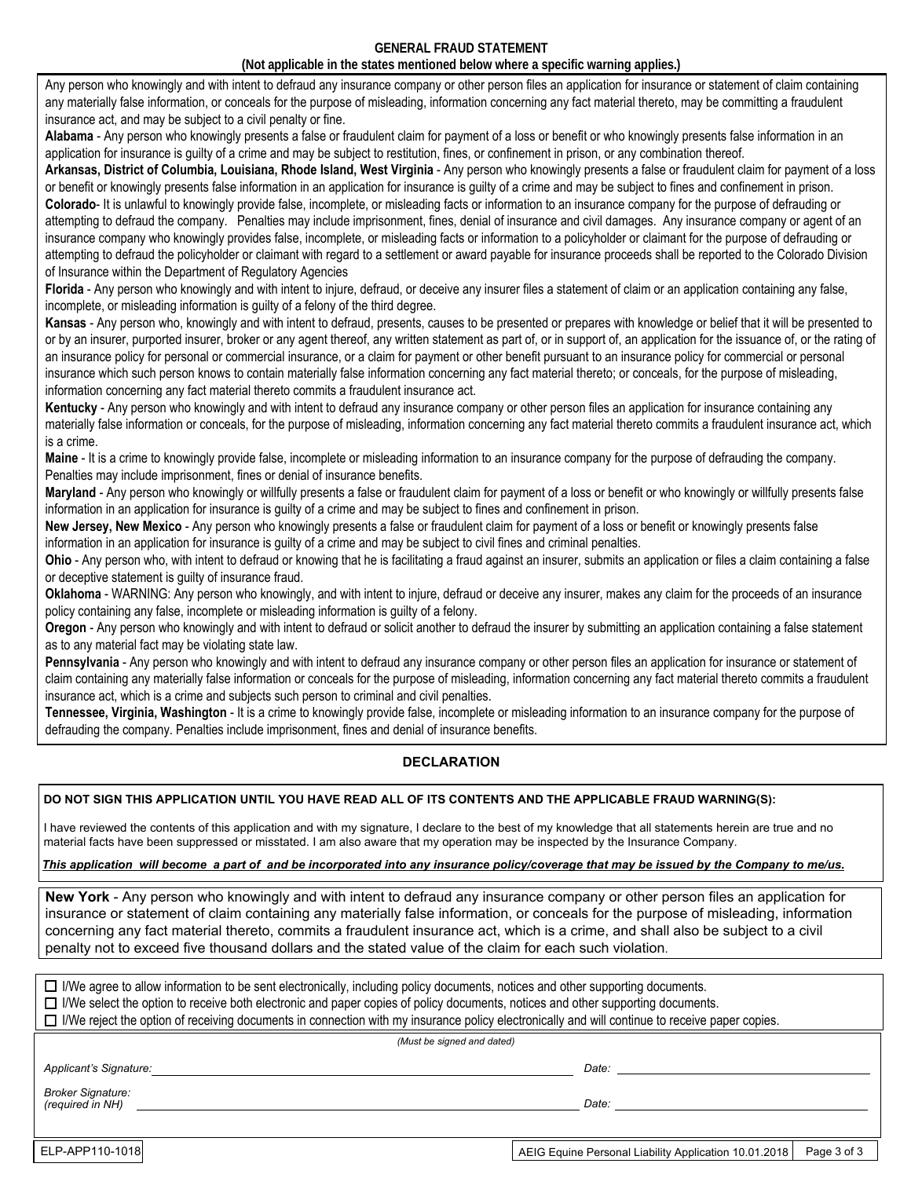## GENERAL FRAUD STATEMENT

**(Not applicable in the states mentioned below where a specific warning applies.)**

Any person who knowingly and with intent to defraud any insurance company or other person files an application for insurance or statement of claim containing any materially false information, or conceals for the purpose of misleading, information concerning any fact material thereto, may be committing a fraudulent insurance act, and may be subject to a civil penalty or fine.

**Alabama** - Any person who knowingly presents a false or fraudulent claim for payment of a loss or benefit or who knowingly presents false information in an application for insurance is guilty of a crime and may be subject to restitution, fines, or confinement in prison, or any combination thereof.

**Arkansas, District of Columbia, Louisiana, Rhode Island, West Virginia** - Any person who knowingly presents a false or fraudulent claim for payment of a loss or benefit or knowingly presents false information in an application for insurance is guilty of a crime and may be subject to fines and confinement in prison.

**Colorado**- It is unlawful to knowingly provide false, incomplete, or misleading facts or information to an insurance company for the purpose of defrauding or attempting to defraud the company. Penalties may include imprisonment, fines, denial of insurance and civil damages. Any insurance company or agent of an insurance company who knowingly provides false, incomplete, or misleading facts or information to a policyholder or claimant for the purpose of defrauding or attempting to defraud the policyholder or claimant with regard to a settlement or award payable for insurance proceeds shall be reported to the Colorado Division of Insurance within the Department of Regulatory Agencies

**Florida** - Any person who knowingly and with intent to injure, defraud, or deceive any insurer files a statement of claim or an application containing any false, incomplete, or misleading information is guilty of a felony of the third degree.

**Kansas** - Any person who, knowingly and with intent to defraud, presents, causes to be presented or prepares with knowledge or belief that it will be presented to or by an insurer, purported insurer, broker or any agent thereof, any written statement as part of, or in support of, an application for the issuance of, or the rating of an insurance policy for personal or commercial insurance, or a claim for payment or other benefit pursuant to an insurance policy for commercial or personal insurance which such person knows to contain materially false information concerning any fact material thereto; or conceals, for the purpose of misleading, information concerning any fact material thereto commits a fraudulent insurance act.

**Kentucky** - Any person who knowingly and with intent to defraud any insurance company or other person files an application for insurance containing any materially false information or conceals, for the purpose of misleading, information concerning any fact material thereto commits a fraudulent insurance act, which is a crime.

**Maine** - It is a crime to knowingly provide false, incomplete or misleading information to an insurance company for the purpose of defrauding the company. Penalties may include imprisonment, fines or denial of insurance benefits.

**Maryland** - Any person who knowingly or willfully presents a false or fraudulent claim for payment of a loss or benefit or who knowingly or willfully presents false information in an application for insurance is guilty of a crime and may be subject to fines and confinement in prison.

**New Jersey, New Mexico** - Any person who knowingly presents a false or fraudulent claim for payment of a loss or benefit or knowingly presents false information in an application for insurance is guilty of a crime and may be subject to civil fines and criminal penalties.

**Ohio** - Any person who, with intent to defraud or knowing that he is facilitating a fraud against an insurer, submits an application or files a claim containing a false or deceptive statement is guilty of insurance fraud.

**Oklahoma** - WARNING: Any person who knowingly, and with intent to injure, defraud or deceive any insurer, makes any claim for the proceeds of an insurance policy containing any false, incomplete or misleading information is guilty of a felony.

**Oregon** - Any person who knowingly and with intent to defraud or solicit another to defraud the insurer by submitting an application containing a false statement as to any material fact may be violating state law.

**Pennsylvania** - Any person who knowingly and with intent to defraud any insurance company or other person files an application for insurance or statement of claim containing any materially false information or conceals for the purpose of misleading, information concerning any fact material thereto commits a fraudulent insurance act, which is a crime and subjects such person to criminal and civil penalties.

**Tennessee, Virginia, Washington** - It is a crime to knowingly provide false, incomplete or misleading information to an insurance company for the purpose of defrauding the company. Penalties include imprisonment, fines and denial of insurance benefits.

## DECLARATION

**DO NOT SIGN THIS APPLICATION UNTIL YOU HAVE READ ALL OF ITS CONTENTS AND THE APPLICABLE FRAUD WARNING(S):**

I have reviewed the contents of this application and with my signature, I declare to the best of my knowledge that all statements herein are true and no material facts have been suppressed or misstated. I am also aware that my operation may be inspected by the Insurance Company.

***This application will become a part of and be incorporated into any insurance policy/coverage that may be issued by the Company to me/us.***

**New York** - Any person who knowingly and with intent to defraud any insurance company or other person files an application for insurance or statement of claim containing any materially false information, or conceals for the purpose of misleading, information concerning any fact material thereto, commits a fraudulent insurance act, which is a crime, and shall also be subject to a civil penalty not to exceed five thousand dollars and the stated value of the claim for each such violation.

☐ I/We agree to allow information to be sent electronically, including policy documents, notices and other supporting documents.

☐ I/We select the option to receive both electronic and paper copies of policy documents, notices and other supporting documents.

☐ I/We reject the option of receiving documents in connection with my insurance policy electronically and will continue to receive paper copies.

*(Must be signed and dated)*

*Applicant's Signature:* ______________________________ *Date:* ______________

*Broker Signature: (required in NH)* ______________________________ *Date:* ______________

ELP-APP110-1018

AEIG Equine Personal Liability Application 10.01.2018